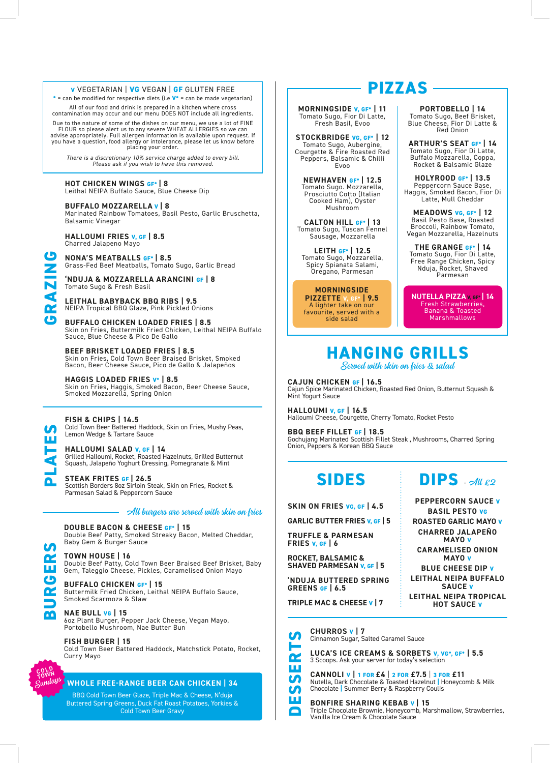**V** VEGETARIAN | **VG** VEGAN | **GF** GLUTEN FREE

* = can be modified for respective diets (i.e **V*** = can be made vegetarian)

All of our food and drink is prepared in a kitchen where cross contamination may occur and our menu DOES NOT include all ingredients.

Due to the nature of some of the dishes on our menu, we use a lot of FINE FLOUR so please alert us to any severe WHEAT ALLERGIES so we can advise appropriately. Full allergen information is available upon request. If you have a question, food allergy or intolerance, please let us know before placing your order.

*There is a discretionary 10% service charge added to every bill. Please ask if you wish to have this removed.*

## GRAZING

**HOT CHICKEN WINGS GF* | 8**
Leithal NEIPA Buffalo Sauce, Blue Cheese Dip

**BUFFALO MOZZARELLA V | 8**
Marinated Rainbow Tomatoes, Basil Pesto, Garlic Bruschetta, Balsamic Vinegar

**HALLOUMI FRIES V, GF | 8.5**
Charred Jalapeno Mayo

**NONA'S MEATBALLS GF* | 8.5**
Grass-Fed Beef Meatballs, Tomato Sugo, Garlic Bread

**'NDUJA & MOZZARELLA ARANCINI GF | 8**
Tomato Sugo & Fresh Basil

**LEITHAL BABYBACK BBQ RIBS | 9.5**
NEIPA Tropical BBQ Glaze, Pink Pickled Onions

**BUFFALO CHICKEN LOADED FRIES | 8.5**
Skin on Fries, Buttermilk Fried Chicken, Leithal NEIPA Buffalo Sauce, Blue Cheese & Pico De Gallo

**BEEF BRISKET LOADED FRIES | 8.5**
Skin on Fries, Cold Town Beer Braised Brisket, Smoked Bacon, Beer Cheese Sauce, Pico de Gallo & Jalapeños

**HAGGIS LOADED FRIES V* | 8.5**
Skin on Fries, Haggis, Smoked Bacon, Beer Cheese Sauce, Smoked Mozzarella, Spring Onion

## PLATES

**FISH & CHIPS | 14.5**
Cold Town Beer Battered Haddock, Skin on Fries, Mushy Peas, Lemon Wedge & Tartare Sauce

**HALLOUMI SALAD V, GF | 14**
Grilled Halloumi, Rocket, Roasted Hazelnuts, Grilled Butternut Squash, Jalapeño Yoghurt Dressing, Pomegranate & Mint

**STEAK FRITES GF | 26.5**
Scottish Borders 8oz Sirloin Steak, Skin on Fries, Rocket & Parmesan Salad & Peppercorn Sauce

## BURGERS

*All burgers are served with skin on fries*

**DOUBLE BACON & CHEESE GF* | 15**
Double Beef Patty, Smoked Streaky Bacon, Melted Cheddar, Baby Gem & Burger Sauce

**TOWN HOUSE | 16**
Double Beef Patty, Cold Town Beer Braised Beef Brisket, Baby Gem, Taleggio Cheese, Pickles, Caramelised Onion Mayo

**BUFFALO CHICKEN GF* | 15**
Buttermilk Fried Chicken, Leithal NEIPA Buffalo Sauce, Smoked Scarmoza & Slaw

**NAE BULL VG | 15**
6oz Plant Burger, Pepper Jack Cheese, Vegan Mayo, Portobello Mushroom, Nae Butter Bun

**FISH BURGER | 15**
Cold Town Beer Battered Haddock, Matchstick Potato, Rocket, Curry Mayo

*Cold Town Sundays*

**WHOLE FREE-RANGE BEER CAN CHICKEN | 34**
BBQ Cold Town Beer Glaze, Triple Mac & Cheese, N'duja Buttered Spring Greens, Duck Fat Roast Potatoes, Yorkies & Cold Town Beer Gravy

## PIZZAS

**MORNINGSIDE V, GF* | 11**
Tomato Sugo, Fior Di Latte, Fresh Basil, Evoo

**STOCKBRIDGE VG, GF* | 12**
Tomato Sugo, Aubergine, Courgette & Fire Roasted Red Peppers, Balsamic & Chilli Evoo

**NEWHAVEN GF* | 12.5**
Tomato Sugo. Mozzarella, Prosciutto Cotto (Italian Cooked Ham), Oyster Mushroom

**CALTON HILL GF* | 13**
Tomato Sugo, Tuscan Fennel Sausage, Mozzarella

**LEITH GF* | 12.5**
Tomato Sugo, Mozzarella, Spicy Spianata Salami, Oregano, Parmesan

**MORNINGSIDE PIZZETTE V, GF* | 9.5**
A lighter take on our favourite, served with a side salad

**PORTOBELLO | 14**
Tomato Sugo, Beef Brisket, Blue Cheese, Fior Di Latte & Red Onion

**ARTHUR'S SEAT GF* | 14**
Tomato Sugo, Fior Di Latte, Buffalo Mozzarella, Coppa, Rocket & Balsamic Glaze

**HOLYROOD GF* | 13.5**
Peppercorn Sauce Base, Haggis, Smoked Bacon, Fior Di Latte, Mull Cheddar

**MEADOWS VG, GF* | 12**
Basil Pesto Base, Roasted Broccoli, Rainbow Tomato, Vegan Mozzarella, Hazelnuts

**THE GRANGE GF* | 14**
Tomato Sugo, Fior Di Latte, Free Range Chicken, Spicy Nduja, Rocket, Shaved Parmesan

**NUTELLA PIZZA V, GF* | 14**
Fresh Strawberries, Banana & Toasted Marshmallows

## HANGING GRILLS

*Served with skin on fries & salad*

**CAJUN CHICKEN GF | 16.5**
Cajun Spice Marinated Chicken, Roasted Red Onion, Butternut Squash & Mint Yogurt Sauce

**HALLOUMI V, GF | 16.5**
Halloumi Cheese, Courgette, Cherry Tomato, Rocket Pesto

**BBQ BEEF FILLET GF | 18.5**
Gochujang Marinated Scottish Fillet Steak , Mushrooms, Charred Spring Onion, Peppers & Korean BBQ Sauce

## SIDES

**SKIN ON FRIES VG, GF | 4.5**

**GARLIC BUTTER FRIES V, GF | 5**

**TRUFFLE & PARMESAN FRIES V, GF | 6**

**ROCKET, BALSAMIC & SHAVED PARMESAN V, GF | 5**

**'NDUJA BUTTERED SPRING GREENS GF | 6.5**

**TRIPLE MAC & CHEESE V | 7**

## DIPS - *All £2*

**PEPPERCORN SAUCE V**

**BASIL PESTO VG**

**ROASTED GARLIC MAYO V**

**CHARRED JALAPEÑO MAYO V**

**CARAMELISED ONION MAYO V**

**BLUE CHEESE DIP V**

**LEITHAL NEIPA BUFFALO SAUCE V**

**LEITHAL NEIPA TROPICAL HOT SAUCE V**

## DESSERTS

**CHURROS V | 7**
Cinnamon Sugar, Salted Caramel Sauce

**LUCA'S ICE CREAMS & SORBETS V, VG*, GF* | 5.5**
3 Scoops. Ask your server for today's selection

**CANNOLI V | 1 FOR £4 | 2 FOR £7.5 | 3 FOR £11**
Nutella, Dark Chocolate & Toasted Hazelnut | Honeycomb & Milk Chocolate | Summer Berry & Raspberry Coulis

**BONFIRE SHARING KEBAB V | 15**
Triple Chocolate Brownie, Honeycomb, Marshmallow, Strawberries, Vanilla Ice Cream & Chocolate Sauce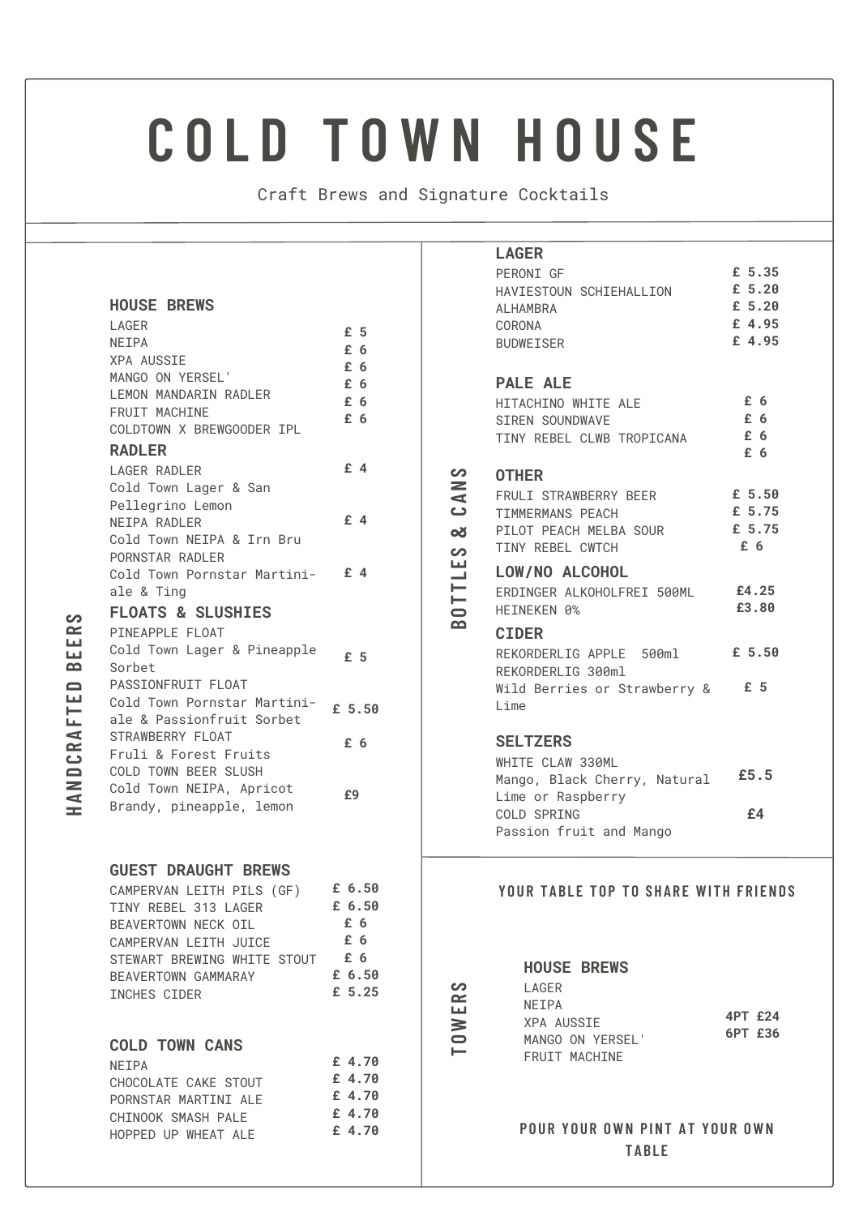# COLD TOWN HOUSE

Craft Brews and Signature Cocktails

## HANDCRAFTED BEERS

### HOUSE BREWS

| Item | Price |
| --- | --- |
| LAGER | £ 5 |
| NEIPA | £ 6 |
| XPA AUSSIE | £ 6 |
| MANGO ON YERSEL' | £ 6 |
| LEMON MANDARIN RADLER | £ 6 |
| FRUIT MACHINE | £ 6 |
| COLDTOWN X BREWGOODER IPL | |

### RADLER

| Item | Price |
| --- | --- |
| LAGER RADLER<br>Cold Town Lager & San Pellegrino Lemon | £ 4 |
| NEIPA RADLER<br>Cold Town NEIPA & Irn Bru | £ 4 |
| PORNSTAR RADLER<br>Cold Town Pornstar Martini-ale & Ting | £ 4 |

### FLOATS & SLUSHIES

| Item | Price |
| --- | --- |
| PINEAPPLE FLOAT<br>Cold Town Lager & Pineapple Sorbet | £ 5 |
| PASSIONFRUIT FLOAT<br>Cold Town Pornstar Martini-ale & Passionfruit Sorbet | £ 5.50 |
| STRAWBERRY FLOAT<br>Fruli & Forest Fruits | £ 6 |
| COLD TOWN BEER SLUSH<br>Cold Town NEIPA, Apricot Brandy, pineapple, lemon | £9 |

### GUEST DRAUGHT BREWS

| Item | Price |
| --- | --- |
| CAMPERVAN LEITH PILS (GF) | £ 6.50 |
| TINY REBEL 313 LAGER | £ 6.50 |
| BEAVERTOWN NECK OIL | £ 6 |
| CAMPERVAN LEITH JUICE | £ 6 |
| STEWART BREWING WHITE STOUT | £ 6 |
| BEAVERTOWN GAMMARAY | £ 6.50 |
| INCHES CIDER | £ 5.25 |

### COLD TOWN CANS

| Item | Price |
| --- | --- |
| NEIPA | £ 4.70 |
| CHOCOLATE CAKE STOUT | £ 4.70 |
| PORNSTAR MARTINI ALE | £ 4.70 |
| CHINOOK SMASH PALE | £ 4.70 |
| HOPPED UP WHEAT ALE | £ 4.70 |

## BOTTLES & CANS

### LAGER

| Item | Price |
| --- | --- |
| PERONI GF | £ 5.35 |
| HAVIESTOUN SCHIEHALLION | £ 5.20 |
| ALHAMBRA | £ 5.20 |
| CORONA | £ 4.95 |
| BUDWEISER | £ 4.95 |

### PALE ALE

| Item | Price |
| --- | --- |
| HITACHINO WHITE ALE | £ 6 |
| SIREN SOUNDWAVE | £ 6 |
| TINY REBEL CLWB TROPICANA | £ 6 |
| | £ 6 |

### OTHER

| Item | Price |
| --- | --- |
| FRULI STRAWBERRY BEER | £ 5.50 |
| TIMMERMANS PEACH | £ 5.75 |
| PILOT PEACH MELBA SOUR | £ 5.75 |
| TINY REBEL CWTCH | £ 6 |

### LOW/NO ALCOHOL

| Item | Price |
| --- | --- |
| ERDINGER ALKOHOLFREI 500ML | £4.25 |
| HEINEKEN 0% | £3.80 |

### CIDER

| Item | Price |
| --- | --- |
| REKORDERLIG APPLE 500ml | £ 5.50 |
| REKORDERLIG 300ml<br>Wild Berries or Strawberry & Lime | £ 5 |

### SELTZERS

| Item | Price |
| --- | --- |
| WHITE CLAW 330ML<br>Mango, Black Cherry, Natural Lime or Raspberry | £5.5 |
| COLD SPRING<br>Passion fruit and Mango | £4 |

## TOWERS

YOUR TABLE TOP TO SHARE WITH FRIENDS

### HOUSE BREWS

LAGER
NEIPA
XPA AUSSIE
MANGO ON YERSEL'
FRUIT MACHINE

4PT £24
6PT £36

POUR YOUR OWN PINT AT YOUR OWN TABLE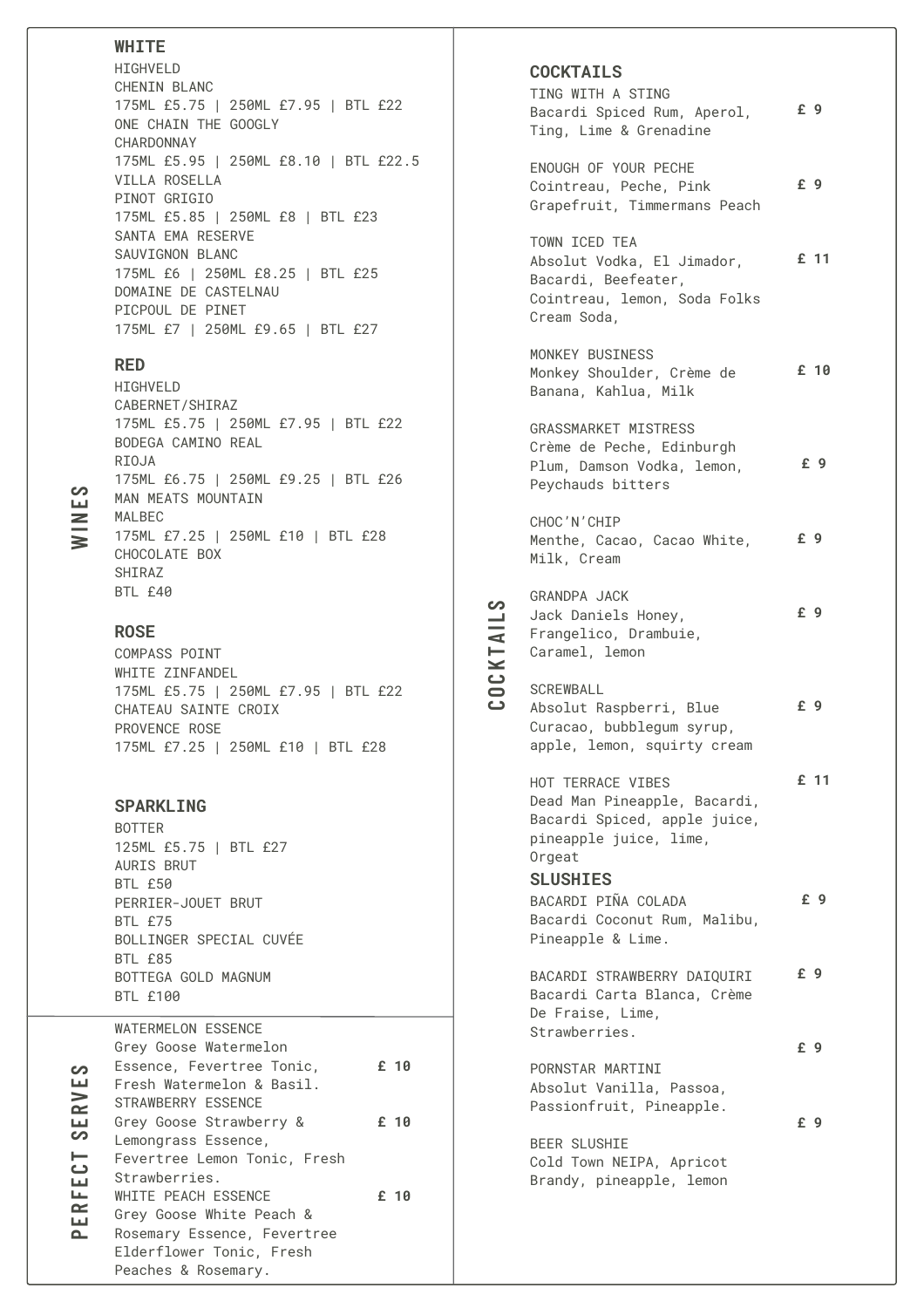# WINES

## WHITE

HIGHVELD
CHENIN BLANC
175ML £5.75 | 250ML £7.95 | BTL £22

ONE CHAIN THE GOOGLY
CHARDONNAY
175ML £5.95 | 250ML £8.10 | BTL £22.5

VILLA ROSELLA
PINOT GRIGIO
175ML £5.85 | 250ML £8 | BTL £23

SANTA EMA RESERVE
SAUVIGNON BLANC
175ML £6 | 250ML £8.25 | BTL £25

DOMAINE DE CASTELNAU
PICPOUL DE PINET
175ML £7 | 250ML £9.65 | BTL £27

## RED

HIGHVELD
CABERNET/SHIRAZ
175ML £5.75 | 250ML £7.95 | BTL £22

BODEGA CAMINO REAL
RIOJA
175ML £6.75 | 250ML £9.25 | BTL £26

MAN MEATS MOUNTAIN
MALBEC
175ML £7.25 | 250ML £10 | BTL £28

CHOCOLATE BOX
SHIRAZ
BTL £40

## ROSE

COMPASS POINT
WHITE ZINFANDEL
175ML £5.75 | 250ML £7.95 | BTL £22

CHATEAU SAINTE CROIX
PROVENCE ROSE
175ML £7.25 | 250ML £10 | BTL £28

## SPARKLING

BOTTER
125ML £5.75 | BTL £27

AURIS BRUT
BTL £50

PERRIER-JOUET BRUT
BTL £75

BOLLINGER SPECIAL CUVÉE
BTL £85

BOTTEGA GOLD MAGNUM
BTL £100

# PERFECT SERVES

WATERMELON ESSENCE — £ 10
Grey Goose Watermelon Essence, Fevertree Tonic, Fresh Watermelon & Basil.

STRAWBERRY ESSENCE — £ 10
Grey Goose Strawberry & Lemongrass Essence, Fevertree Lemon Tonic, Fresh Strawberries.

WHITE PEACH ESSENCE — £ 10
Grey Goose White Peach & Rosemary Essence, Fevertree Elderflower Tonic, Fresh Peaches & Rosemary.

# COCKTAILS

## COCKTAILS

TING WITH A STING — £ 9
Bacardi Spiced Rum, Aperol, Ting, Lime & Grenadine

ENOUGH OF YOUR PECHE — £ 9
Cointreau, Peche, Pink Grapefruit, Timmermans Peach

TOWN ICED TEA — £ 11
Absolut Vodka, El Jimador, Bacardi, Beefeater, Cointreau, lemon, Soda Folks Cream Soda,

MONKEY BUSINESS — £ 10
Monkey Shoulder, Crème de Banana, Kahlua, Milk

GRASSMARKET MISTRESS — £ 9
Crème de Peche, Edinburgh Plum, Damson Vodka, lemon, Peychauds bitters

CHOC'N'CHIP — £ 9
Menthe, Cacao, Cacao White, Milk, Cream

GRANDPA JACK — £ 9
Jack Daniels Honey, Frangelico, Drambuie, Caramel, lemon

SCREWBALL — £ 9
Absolut Raspberry, Blue Curacao, bubblegum syrup, apple, lemon, squirty cream

HOT TERRACE VIBES — £ 11
Dead Man Pineapple, Bacardi, Bacardi Spiced, apple juice, pineapple juice, lime, Orgeat

## SLUSHIES

BACARDI PIÑA COLADA — £ 9
Bacardi Coconut Rum, Malibu, Pineapple & Lime.

BACARDI STRAWBERRY DAIQUIRI — £ 9
Bacardi Carta Blanca, Crème De Fraise, Lime, Strawberries.

PORNSTAR MARTINI — £ 9
Absolut Vanilla, Passoa, Passionfruit, Pineapple.

BEER SLUSHIE — £ 9
Cold Town NEIPA, Apricot Brandy, pineapple, lemon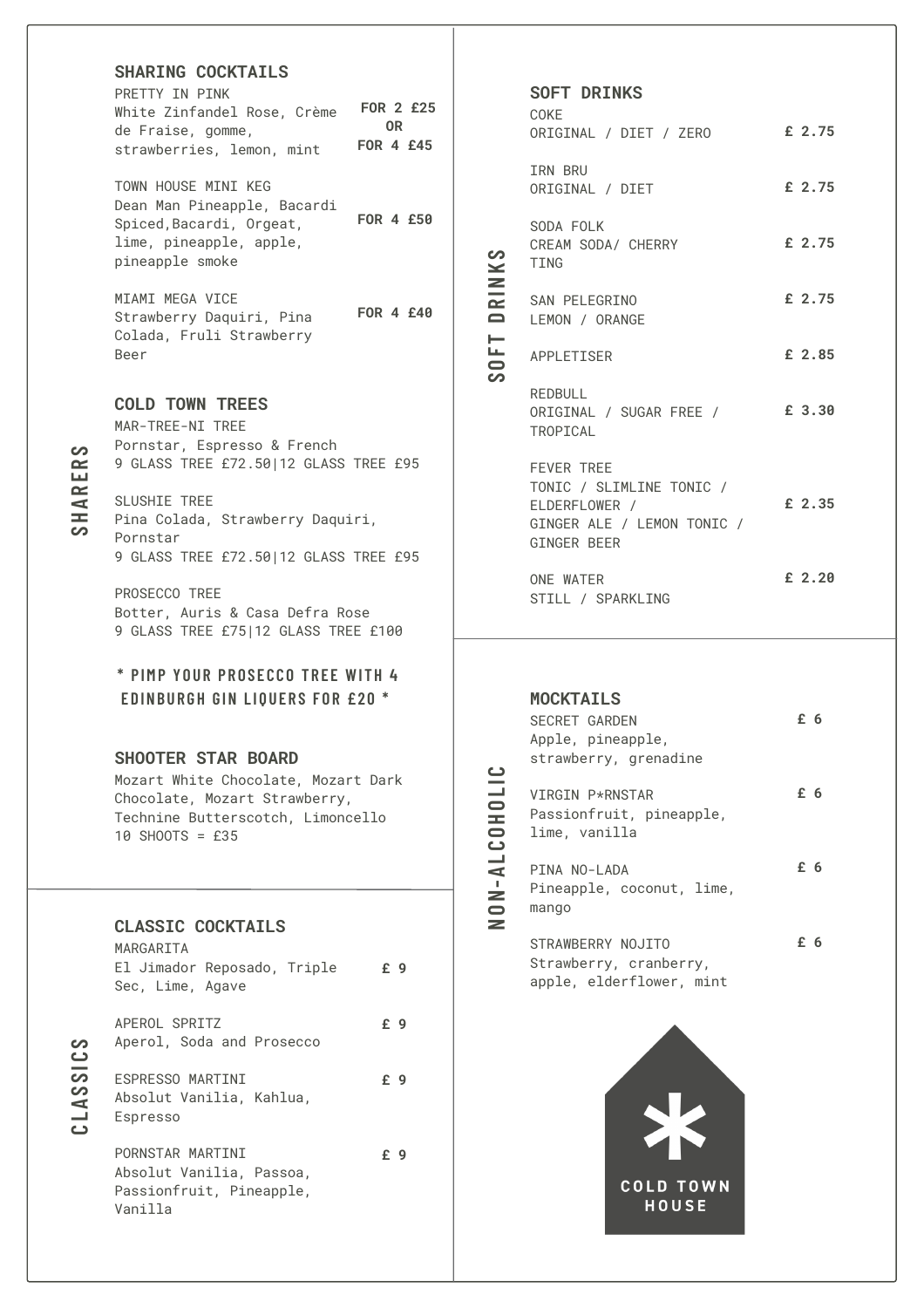# SHARERS

## SHARING COCKTAILS

PRETTY IN PINK
White Zinfandel Rose, Crème de Fraise, gomme, strawberries, lemon, mint
**FOR 2 £25 OR FOR 4 £45**

TOWN HOUSE MINI KEG
Dean Man Pineapple, Bacardi Spiced,Bacardi, Orgeat, lime, pineapple, apple, pineapple smoke
**FOR 4 £50**

MIAMI MEGA VICE
Strawberry Daquiri, Pina Colada, Fruli Strawberry Beer
**FOR 4 £40**

## COLD TOWN TREES

MAR-TREE-NI TREE
Pornstar, Espresso & French
9 GLASS TREE £72.50|12 GLASS TREE £95

SLUSHIE TREE
Pina Colada, Strawberry Daquiri, Pornstar
9 GLASS TREE £72.50|12 GLASS TREE £95

PROSECCO TREE
Botter, Auris & Casa Defra Rose
9 GLASS TREE £75|12 GLASS TREE £100

**\* PIMP YOUR PROSECCO TREE WITH 4 EDINBURGH GIN LIQUERS FOR £20 \***

## SHOOTER STAR BOARD

Mozart White Chocolate, Mozart Dark Chocolate, Mozart Strawberry, Technine Butterscotch, Limoncello
10 SHOOTS = £35

# CLASSICS

## CLASSIC COCKTAILS

| | |
|---|---|
| MARGARITA<br>El Jimador Reposado, Triple Sec, Lime, Agave | **£ 9** |
| APEROL SPRITZ<br>Aperol, Soda and Prosecco | **£ 9** |
| ESPRESSO MARTINI<br>Absolut Vanilia, Kahlua, Espresso | **£ 9** |
| PORNSTAR MARTINI<br>Absolut Vanilia, Passoa, Passionfruit, Pineapple, Vanilla | **£ 9** |

# SOFT DRINKS

## SOFT DRINKS

| | |
|---|---|
| COKE<br>ORIGINAL / DIET / ZERO | **£ 2.75** |
| IRN BRU<br>ORIGINAL / DIET | **£ 2.75** |
| SODA FOLK<br>CREAM SODA/ CHERRY<br>TING | **£ 2.75** |
| SAN PELEGRINO<br>LEMON / ORANGE | **£ 2.75** |
| APPLETISER | **£ 2.85** |
| REDBULL<br>ORIGINAL / SUGAR FREE / TROPICAL | **£ 3.30** |
| FEVER TREE<br>TONIC / SLIMLINE TONIC / ELDERFLOWER / GINGER ALE / LEMON TONIC / GINGER BEER | **£ 2.35** |
| ONE WATER<br>STILL / SPARKLING | **£ 2.20** |

# NON-ALCOHOLIC

## MOCKTAILS

| | |
|---|---|
| SECRET GARDEN<br>Apple, pineapple, strawberry, grenadine | **£ 6** |
| VIRGIN P*RNSTAR<br>Passionfruit, pineapple, lime, vanilla | **£ 6** |
| PINA NO-LADA<br>Pineapple, coconut, lime, mango | **£ 6** |
| STRAWBERRY NOJITO<br>Strawberry, cranberry, apple, elderflower, mint | **£ 6** |

COLD TOWN HOUSE